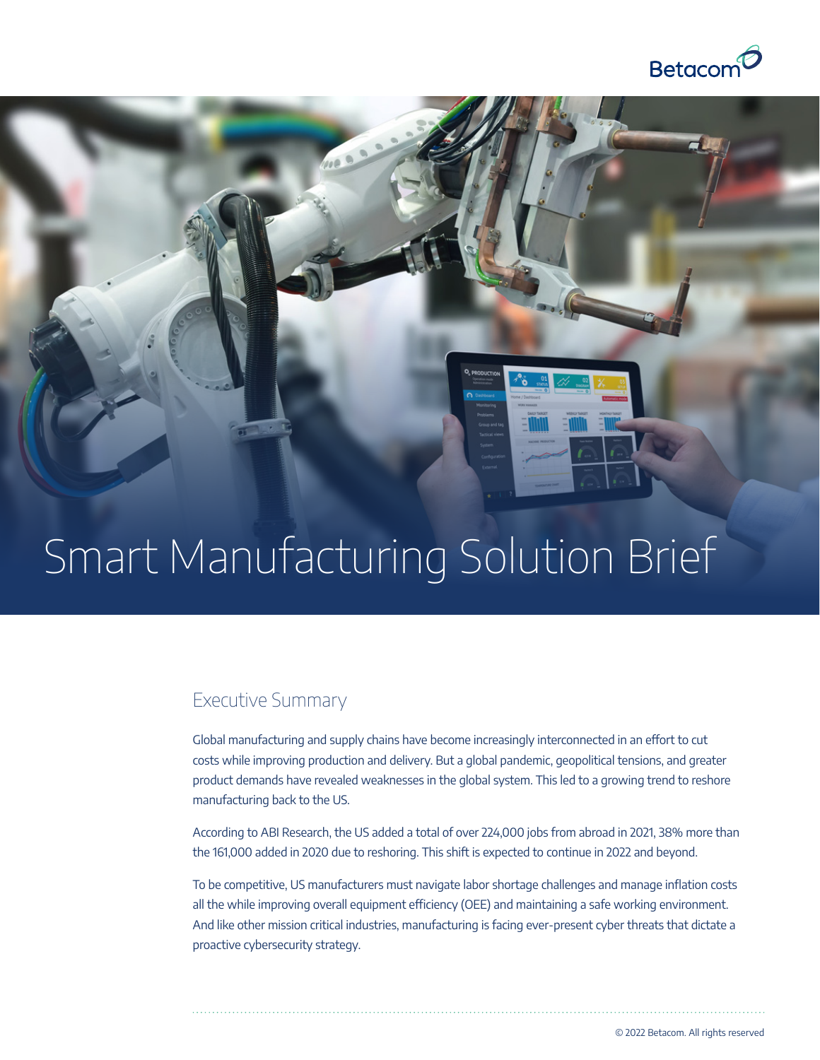# Smart Manufacturing Solution Brief

## Executive Summary

Global manufacturing and supply chains have become increasingly interconnected in an effort to cut costs while improving production and delivery. But a global pandemic, geopolitical tensions, and greater product demands have revealed weaknesses in the global system. This led to a growing trend to reshore manufacturing back to the US.

According to ABI Research, the US added a total of over 224,000 jobs from abroad in 2021, 38% more than the 161,000 added in 2020 due to reshoring. This shift is expected to continue in 2022 and beyond.

To be competitive, US manufacturers must navigate labor shortage challenges and manage inflation costs all the while improving overall equipment efficiency (OEE) and maintaining a safe working environment. And like other mission critical industries, manufacturing is facing ever-present cyber threats that dictate a proactive cybersecurity strategy.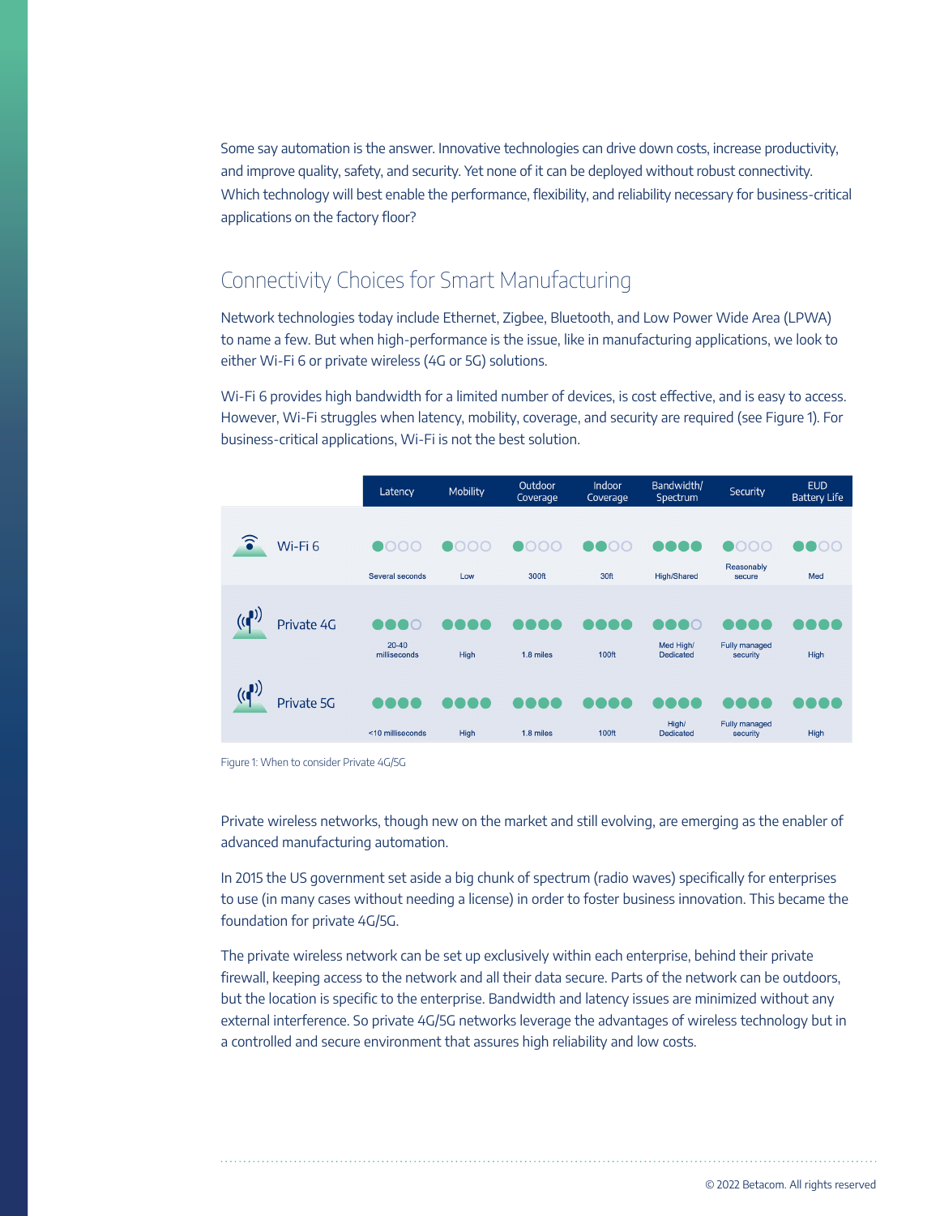Some say automation is the answer. Innovative technologies can drive down costs, increase productivity, and improve quality, safety, and security. Yet none of it can be deployed without robust connectivity. Which technology will best enable the performance, flexibility, and reliability necessary for business-critical applications on the factory floor?

## Connectivity Choices for Smart Manufacturing

Network technologies today include Ethernet, Zigbee, Bluetooth, and Low Power Wide Area (LPWA) to name a few. But when high-performance is the issue, like in manufacturing applications, we look to either Wi-Fi 6 or private wireless (4G or 5G) solutions.

Wi-Fi 6 provides high bandwidth for a limited number of devices, is cost effective, and is easy to access. However, Wi-Fi struggles when latency, mobility, coverage, and security are required (see Figure 1). For business-critical applications, Wi-Fi is not the best solution.

| | Latency | Mobility | Outdoor Coverage | Indoor Coverage | Bandwidth/ Spectrum | Security | EUD Battery Life |
|---|---|---|---|---|---|---|---|
| Wi-Fi 6 | ●○○○ Several seconds | ●○○○ Low | ●○○○ 300ft | ●●○○ 30ft | ●●●● High/Shared | ●○○○ Reasonably secure | ●●○○ Med |
| Private 4G | ●●●○ 20-40 milliseconds | ●●●● High | ●●●● 1.8 miles | ●●●● 100ft | ●●●○ Med High/ Dedicated | ●●●● Fully managed security | ●●●● High |
| Private 5G | ●●●● <10 milliseconds | ●●●● High | ●●●● 1.8 miles | ●●●● 100ft | ●●●● High/ Dedicated | ●●●● Fully managed security | ●●●● High |

Figure 1: When to consider Private 4G/5G

Private wireless networks, though new on the market and still evolving, are emerging as the enabler of advanced manufacturing automation.

In 2015 the US government set aside a big chunk of spectrum (radio waves) specifically for enterprises to use (in many cases without needing a license) in order to foster business innovation. This became the foundation for private 4G/5G.

The private wireless network can be set up exclusively within each enterprise, behind their private firewall, keeping access to the network and all their data secure. Parts of the network can be outdoors, but the location is specific to the enterprise. Bandwidth and latency issues are minimized without any external interference. So private 4G/5G networks leverage the advantages of wireless technology but in a controlled and secure environment that assures high reliability and low costs.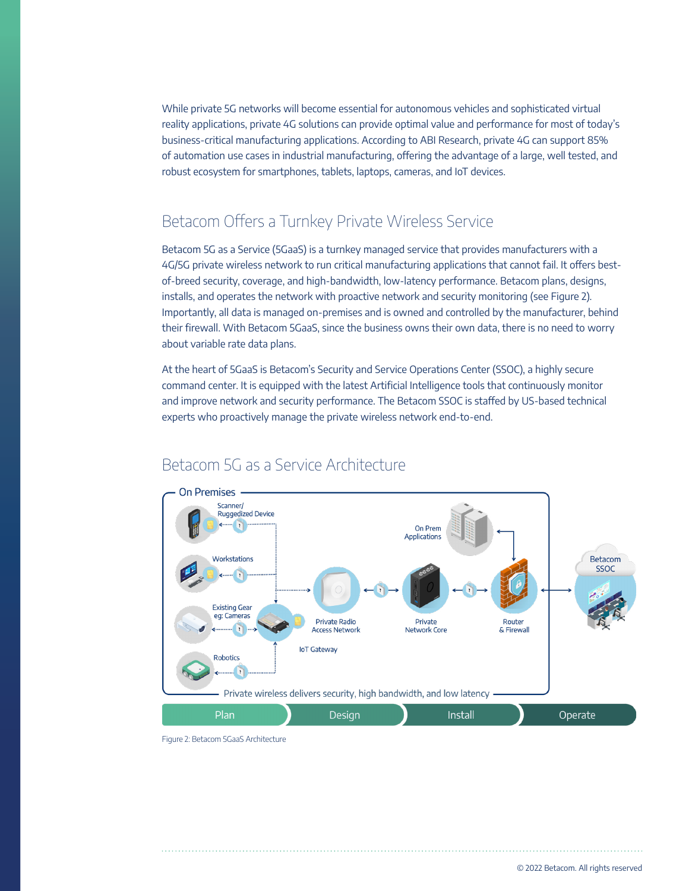While private 5G networks will become essential for autonomous vehicles and sophisticated virtual reality applications, private 4G solutions can provide optimal value and performance for most of today's business-critical manufacturing applications. According to ABI Research, private 4G can support 85% of automation use cases in industrial manufacturing, offering the advantage of a large, well tested, and robust ecosystem for smartphones, tablets, laptops, cameras, and IoT devices.

## Betacom Offers a Turnkey Private Wireless Service

Betacom 5G as a Service (5GaaS) is a turnkey managed service that provides manufacturers with a 4G/5G private wireless network to run critical manufacturing applications that cannot fail. It offers best-of-breed security, coverage, and high-bandwidth, low-latency performance. Betacom plans, designs, installs, and operates the network with proactive network and security monitoring (see Figure 2). Importantly, all data is managed on-premises and is owned and controlled by the manufacturer, behind their firewall. With Betacom 5GaaS, since the business owns their own data, there is no need to worry about variable rate data plans.

At the heart of 5GaaS is Betacom's Security and Service Operations Center (SSOC), a highly secure command center. It is equipped with the latest Artificial Intelligence tools that continuously monitor and improve network and security performance. The Betacom SSOC is staffed by US-based technical experts who proactively manage the private wireless network end-to-end.

## Betacom 5G as a Service Architecture

On Premises

Scanner/ Ruggedized Device

Workstations

Existing Gear eg: Cameras

Robotics

IoT Gateway

Private Radio Access Network

Private Network Core

On Prem Applications

Router & Firewall

Betacom SSOC

Private wireless delivers security, high bandwidth, and low latency

Plan | Design | Install | Operate

Figure 2: Betacom 5GaaS Architecture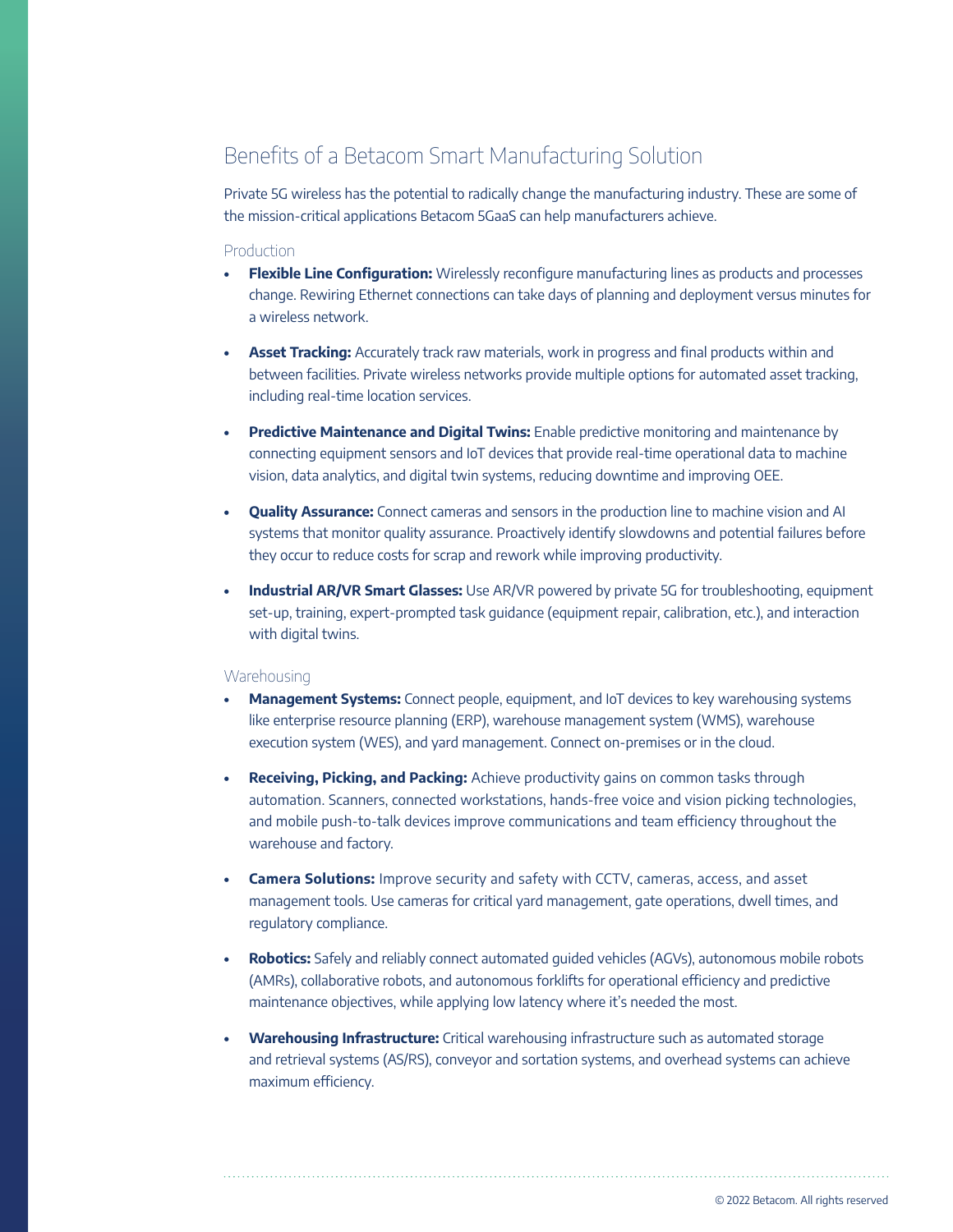## Benefits of a Betacom Smart Manufacturing Solution

Private 5G wireless has the potential to radically change the manufacturing industry. These are some of the mission-critical applications Betacom 5GaaS can help manufacturers achieve.

### Production

- **Flexible Line Configuration:** Wirelessly reconfigure manufacturing lines as products and processes change. Rewiring Ethernet connections can take days of planning and deployment versus minutes for a wireless network.
- **Asset Tracking:** Accurately track raw materials, work in progress and final products within and between facilities. Private wireless networks provide multiple options for automated asset tracking, including real-time location services.
- **Predictive Maintenance and Digital Twins:** Enable predictive monitoring and maintenance by connecting equipment sensors and IoT devices that provide real-time operational data to machine vision, data analytics, and digital twin systems, reducing downtime and improving OEE.
- **Quality Assurance:** Connect cameras and sensors in the production line to machine vision and AI systems that monitor quality assurance. Proactively identify slowdowns and potential failures before they occur to reduce costs for scrap and rework while improving productivity.
- **Industrial AR/VR Smart Glasses:** Use AR/VR powered by private 5G for troubleshooting, equipment set-up, training, expert-prompted task guidance (equipment repair, calibration, etc.), and interaction with digital twins.

### Warehousing

- **Management Systems:** Connect people, equipment, and IoT devices to key warehousing systems like enterprise resource planning (ERP), warehouse management system (WMS), warehouse execution system (WES), and yard management. Connect on-premises or in the cloud.
- **Receiving, Picking, and Packing:** Achieve productivity gains on common tasks through automation. Scanners, connected workstations, hands-free voice and vision picking technologies, and mobile push-to-talk devices improve communications and team efficiency throughout the warehouse and factory.
- **Camera Solutions:** Improve security and safety with CCTV, cameras, access, and asset management tools. Use cameras for critical yard management, gate operations, dwell times, and regulatory compliance.
- **Robotics:** Safely and reliably connect automated guided vehicles (AGVs), autonomous mobile robots (AMRs), collaborative robots, and autonomous forklifts for operational efficiency and predictive maintenance objectives, while applying low latency where it's needed the most.
- **Warehousing Infrastructure:** Critical warehousing infrastructure such as automated storage and retrieval systems (AS/RS), conveyor and sortation systems, and overhead systems can achieve maximum efficiency.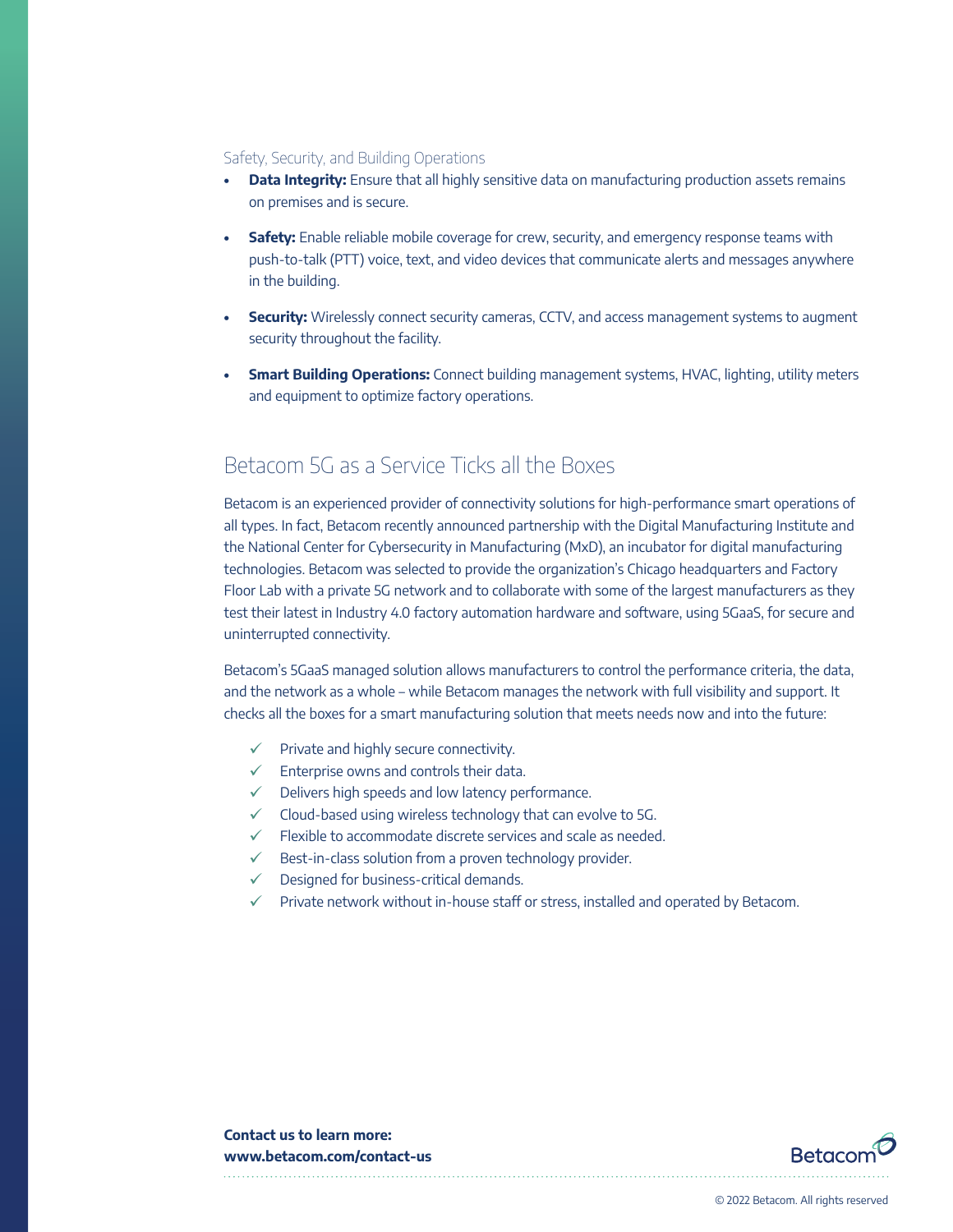### Safety, Security, and Building Operations

- **Data Integrity:** Ensure that all highly sensitive data on manufacturing production assets remains on premises and is secure.
- **Safety:** Enable reliable mobile coverage for crew, security, and emergency response teams with push-to-talk (PTT) voice, text, and video devices that communicate alerts and messages anywhere in the building.
- **Security:** Wirelessly connect security cameras, CCTV, and access management systems to augment security throughout the facility.
- **Smart Building Operations:** Connect building management systems, HVAC, lighting, utility meters and equipment to optimize factory operations.

## Betacom 5G as a Service Ticks all the Boxes

Betacom is an experienced provider of connectivity solutions for high-performance smart operations of all types. In fact, Betacom recently announced partnership with the Digital Manufacturing Institute and the National Center for Cybersecurity in Manufacturing (MxD), an incubator for digital manufacturing technologies. Betacom was selected to provide the organization's Chicago headquarters and Factory Floor Lab with a private 5G network and to collaborate with some of the largest manufacturers as they test their latest in Industry 4.0 factory automation hardware and software, using 5GaaS, for secure and uninterrupted connectivity.

Betacom's 5GaaS managed solution allows manufacturers to control the performance criteria, the data, and the network as a whole – while Betacom manages the network with full visibility and support. It checks all the boxes for a smart manufacturing solution that meets needs now and into the future:

- ✓ Private and highly secure connectivity.
- ✓ Enterprise owns and controls their data.
- ✓ Delivers high speeds and low latency performance.
- ✓ Cloud-based using wireless technology that can evolve to 5G.
- ✓ Flexible to accommodate discrete services and scale as needed.
- ✓ Best-in-class solution from a proven technology provider.
- ✓ Designed for business-critical demands.
- ✓ Private network without in-house staff or stress, installed and operated by Betacom.

**Contact us to learn more:**
**www.betacom.com/contact-us**

Betacom

© 2022 Betacom. All rights reserved